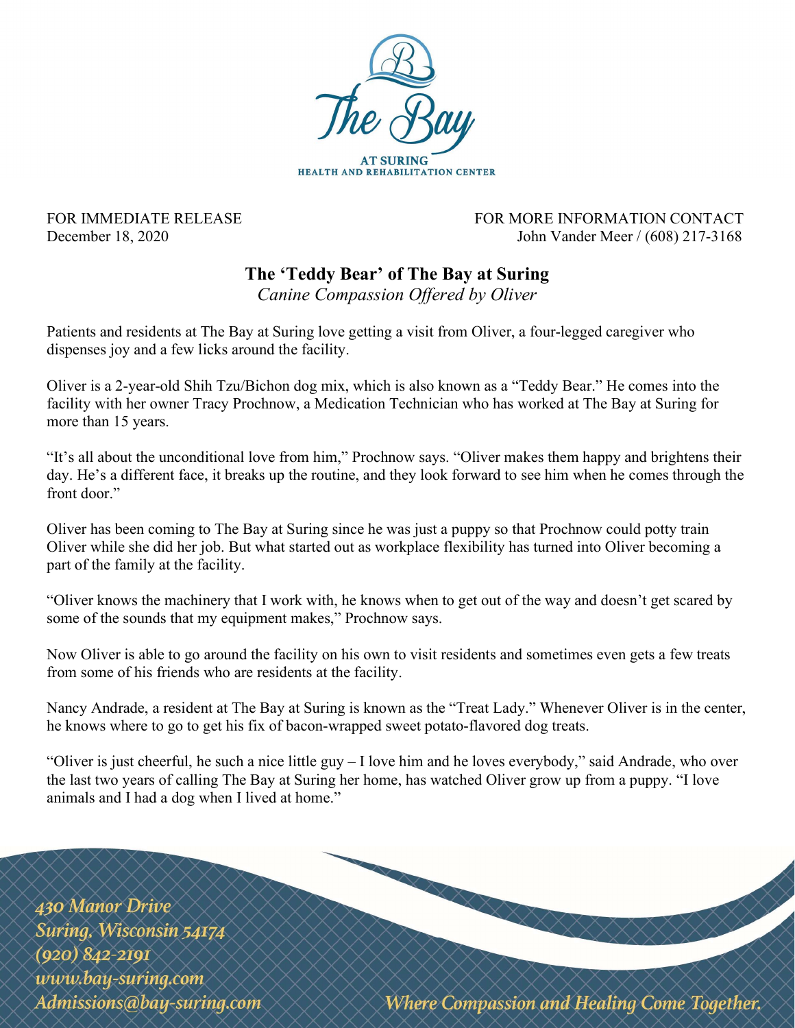The Bay

AT SURING
HEALTH AND REHABILITATION CENTER

FOR IMMEDIATE RELEASE
December 18, 2020

FOR MORE INFORMATION CONTACT
John Vander Meer / (608) 217-3168

# The 'Teddy Bear' of The Bay at Suring

*Canine Compassion Offered by Oliver*

Patients and residents at The Bay at Suring love getting a visit from Oliver, a four-legged caregiver who dispenses joy and a few licks around the facility.

Oliver is a 2-year-old Shih Tzu/Bichon dog mix, which is also known as a "Teddy Bear." He comes into the facility with her owner Tracy Prochnow, a Medication Technician who has worked at The Bay at Suring for more than 15 years.

"It's all about the unconditional love from him," Prochnow says. "Oliver makes them happy and brightens their day. He's a different face, it breaks up the routine, and they look forward to see him when he comes through the front door."

Oliver has been coming to The Bay at Suring since he was just a puppy so that Prochnow could potty train Oliver while she did her job. But what started out as workplace flexibility has turned into Oliver becoming a part of the family at the facility.

"Oliver knows the machinery that I work with, he knows when to get out of the way and doesn't get scared by some of the sounds that my equipment makes," Prochnow says.

Now Oliver is able to go around the facility on his own to visit residents and sometimes even gets a few treats from some of his friends who are residents at the facility.

Nancy Andrade, a resident at The Bay at Suring is known as the "Treat Lady." Whenever Oliver is in the center, he knows where to go to get his fix of bacon-wrapped sweet potato-flavored dog treats.

"Oliver is just cheerful, he such a nice little guy – I love him and he loves everybody," said Andrade, who over the last two years of calling The Bay at Suring her home, has watched Oliver grow up from a puppy. "I love animals and I had a dog when I lived at home."

*430 Manor Drive*
*Suring, Wisconsin 54174*
*(920) 842-2191*
*www.bay-suring.com*
*Admissions@bay-suring.com*

*Where Compassion and Healing Come Together.*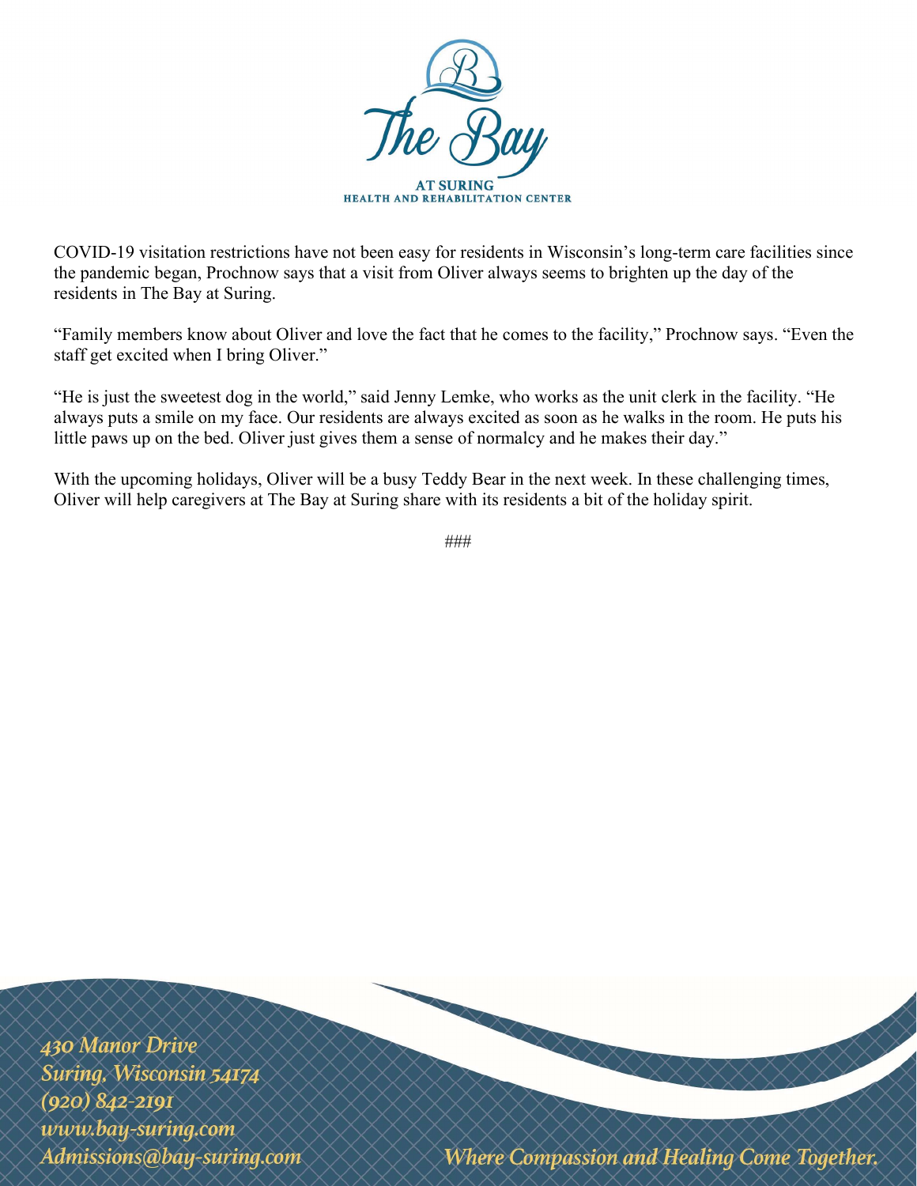COVID-19 visitation restrictions have not been easy for residents in Wisconsin's long-term care facilities since the pandemic began, Prochnow says that a visit from Oliver always seems to brighten up the day of the residents in The Bay at Suring.

"Family members know about Oliver and love the fact that he comes to the facility," Prochnow says. "Even the staff get excited when I bring Oliver."

"He is just the sweetest dog in the world," said Jenny Lemke, who works as the unit clerk in the facility. "He always puts a smile on my face. Our residents are always excited as soon as he walks in the room. He puts his little paws up on the bed. Oliver just gives them a sense of normalcy and he makes their day."

With the upcoming holidays, Oliver will be a busy Teddy Bear in the next week. In these challenging times, Oliver will help caregivers at The Bay at Suring share with its residents a bit of the holiday spirit.

###